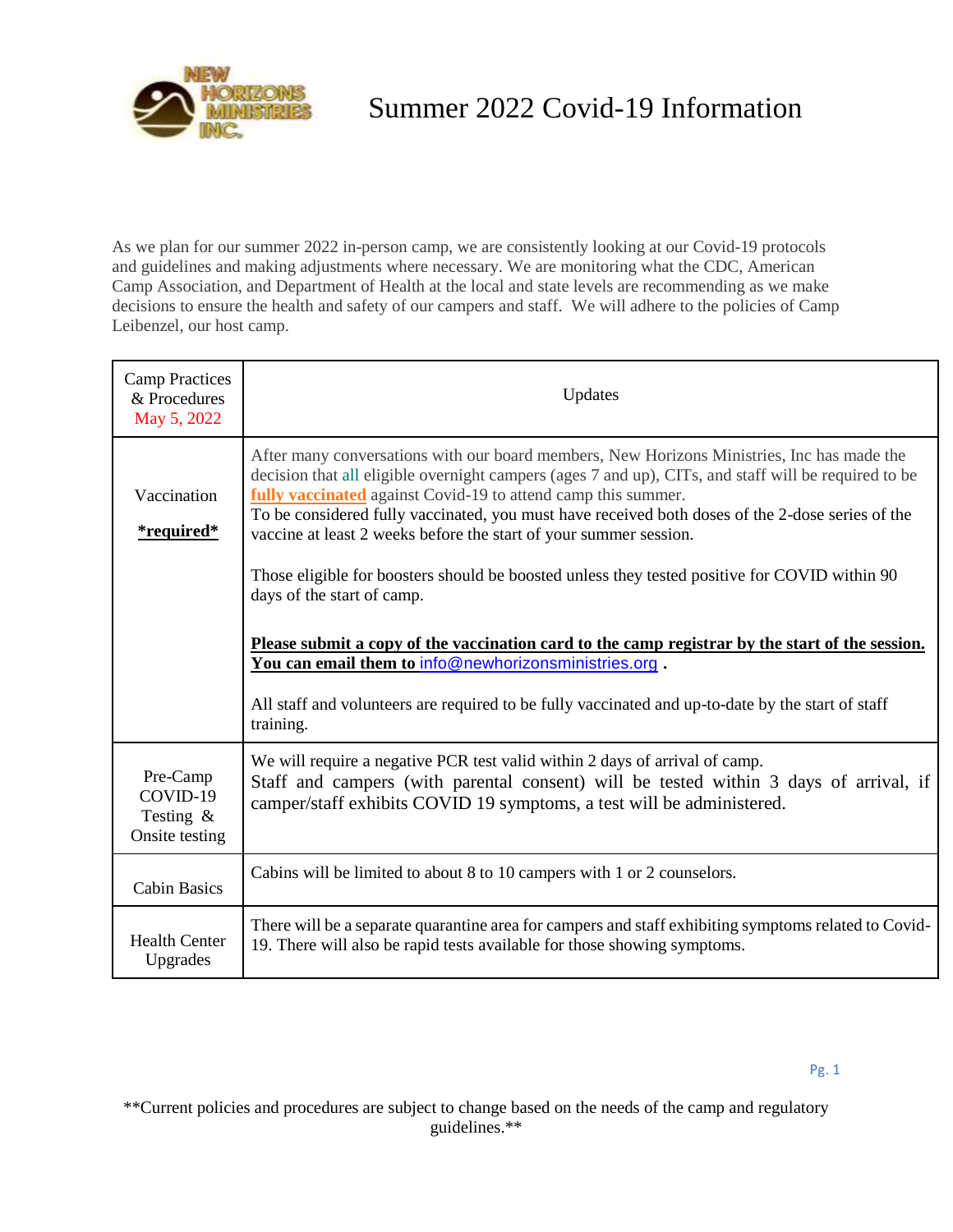# Summer 2022 Covid-19 Information

As we plan for our summer 2022 in-person camp, we are consistently looking at our Covid-19 protocols and guidelines and making adjustments where necessary. We are monitoring what the CDC, American Camp Association, and Department of Health at the local and state levels are recommending as we make decisions to ensure the health and safety of our campers and staff. We will adhere to the policies of Camp Leibenzel, our host camp.

| Camp Practices & Procedures May 5, 2022 | Updates |
|---|---|
| Vaccination **\*required\*** | After many conversations with our board members, New Horizons Ministries, Inc has made the decision that all eligible overnight campers (ages 7 and up), CITs, and staff will be required to be **fully vaccinated** against Covid-19 to attend camp this summer.<br>To be considered fully vaccinated, you must have received both doses of the 2-dose series of the vaccine at least 2 weeks before the start of your summer session.<br><br>Those eligible for boosters should be boosted unless they tested positive for COVID within 90 days of the start of camp.<br><br>**Please submit a copy of the vaccination card to the camp registrar by the start of the session. You can email them to** info@newhorizonsministries.org **.**<br><br>All staff and volunteers are required to be fully vaccinated and up-to-date by the start of staff training. |
| Pre-Camp COVID-19 Testing & Onsite testing | We will require a negative PCR test valid within 2 days of arrival of camp.<br>Staff and campers (with parental consent) will be tested within 3 days of arrival, if camper/staff exhibits COVID 19 symptoms, a test will be administered. |
| Cabin Basics | Cabins will be limited to about 8 to 10 campers with 1 or 2 counselors. |
| Health Center Upgrades | There will be a separate quarantine area for campers and staff exhibiting symptoms related to Covid-19. There will also be rapid tests available for those showing symptoms. |

\*\*Current policies and procedures are subject to change based on the needs of the camp and regulatory guidelines.\*\*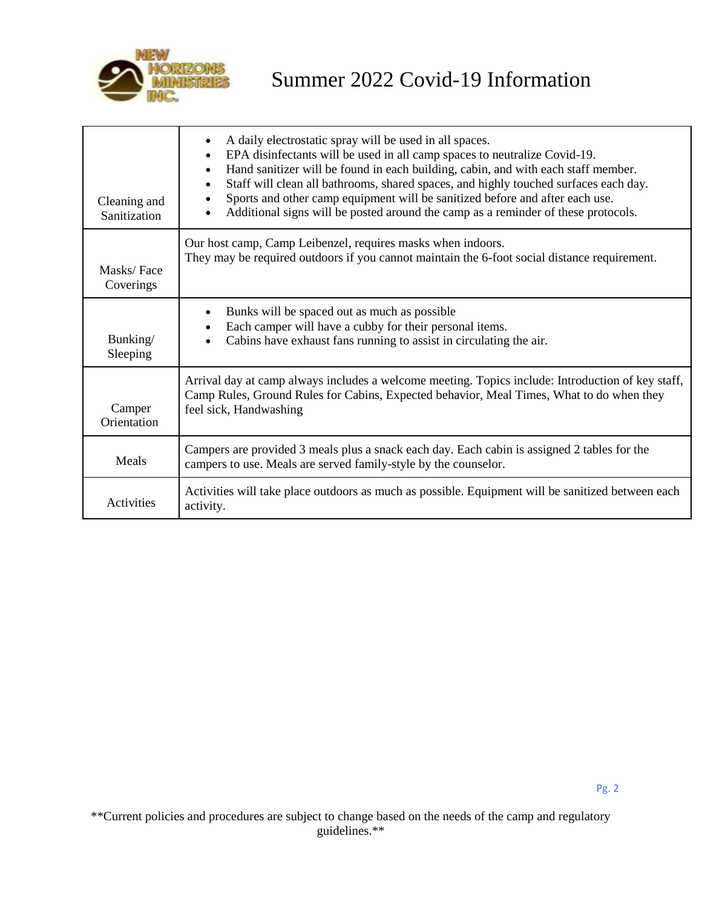# Summer 2022 Covid-19 Information

| | |
|---|---|
| Cleaning and Sanitization | • A daily electrostatic spray will be used in all spaces.<br>• EPA disinfectants will be used in all camp spaces to neutralize Covid-19.<br>• Hand sanitizer will be found in each building, cabin, and with each staff member.<br>• Staff will clean all bathrooms, shared spaces, and highly touched surfaces each day.<br>• Sports and other camp equipment will be sanitized before and after each use.<br>• Additional signs will be posted around the camp as a reminder of these protocols. |
| Masks/ Face Coverings | Our host camp, Camp Leibenzel, requires masks when indoors.<br>They may be required outdoors if you cannot maintain the 6-foot social distance requirement. |
| Bunking/ Sleeping | • Bunks will be spaced out as much as possible<br>• Each camper will have a cubby for their personal items.<br>• Cabins have exhaust fans running to assist in circulating the air. |
| Camper Orientation | Arrival day at camp always includes a welcome meeting. Topics include: Introduction of key staff, Camp Rules, Ground Rules for Cabins, Expected behavior, Meal Times, What to do when they feel sick, Handwashing |
| Meals | Campers are provided 3 meals plus a snack each day. Each cabin is assigned 2 tables for the campers to use. Meals are served family-style by the counselor. |
| Activities | Activities will take place outdoors as much as possible. Equipment will be sanitized between each activity. |

**Current policies and procedures are subject to change based on the needs of the camp and regulatory guidelines.**